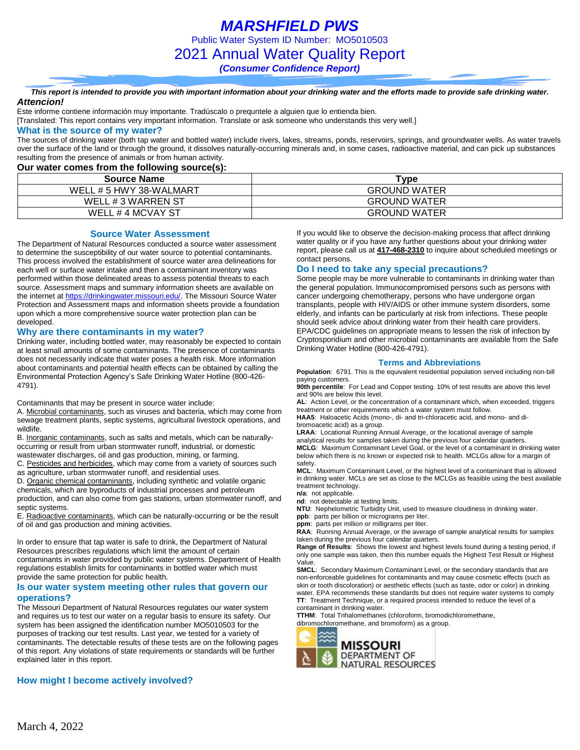# MARSHFIELD PWS

Public Water System ID Number: MO5010503

## 2021 Annual Water Quality Report

*(Consumer Confidence Report)*

***This report is intended to provide you with important information about your drinking water and the efforts made to provide safe drinking water.***

***Attencion!***

Este informe contiene información muy importante. Tradúscalo o prequntele a alguien que lo entienda bien.
[Translated: This report contains very important information. Translate or ask someone who understands this very well.]

### What is the source of my water?

The sources of drinking water (both tap water and bottled water) include rivers, lakes, streams, ponds, reservoirs, springs, and groundwater wells. As water travels over the surface of the land or through the ground, it dissolves naturally-occurring minerals and, in some cases, radioactive material, and can pick up substances resulting from the presence of animals or from human activity.

**Our water comes from the following source(s):**

| Source Name | Type |
|---|---|
| WELL # 5 HWY 38-WALMART | GROUND WATER |
| WELL # 3 WARREN ST | GROUND WATER |
| WELL # 4 MCVAY ST | GROUND WATER |

### Source Water Assessment

The Department of Natural Resources conducted a source water assessment to determine the susceptibility of our water source to potential contaminants. This process involved the establishment of source water area delineations for each well or surface water intake and then a contaminant inventory was performed within those delineated areas to assess potential threats to each source. Assessment maps and summary information sheets are available on the internet at https://drinkingwater.missouri.edu/. The Missouri Source Water Protection and Assessment maps and information sheets provide a foundation upon which a more comprehensive source water protection plan can be developed.

### Why are there contaminants in my water?

Drinking water, including bottled water, may reasonably be expected to contain at least small amounts of some contaminants. The presence of contaminants does not necessarily indicate that water poses a health risk. More information about contaminants and potential health effects can be obtained by calling the Environmental Protection Agency's Safe Drinking Water Hotline (800-426-4791).

Contaminants that may be present in source water include:

A. Microbial contaminants, such as viruses and bacteria, which may come from sewage treatment plants, septic systems, agricultural livestock operations, and wildlife.
B. Inorganic contaminants, such as salts and metals, which can be naturally-occurring or result from urban stormwater runoff, industrial, or domestic wastewater discharges, oil and gas production, mining, or farming.
C. Pesticides and herbicides, which may come from a variety of sources such as agriculture, urban stormwater runoff, and residential uses.
D. Organic chemical contaminants, including synthetic and volatile organic chemicals, which are byproducts of industrial processes and petroleum production, and can also come from gas stations, urban stormwater runoff, and septic systems.
E. Radioactive contaminants, which can be naturally-occurring or be the result of oil and gas production and mining activities.

In order to ensure that tap water is safe to drink, the Department of Natural Resources prescribes regulations which limit the amount of certain contaminants in water provided by public water systems. Department of Health regulations establish limits for contaminants in bottled water which must provide the same protection for public health.

### Is our water system meeting other rules that govern our operations?

The Missouri Department of Natural Resources regulates our water system and requires us to test our water on a regular basis to ensure its safety. Our system has been assigned the identification number MO5010503 for the purposes of tracking our test results. Last year, we tested for a variety of contaminants. The detectable results of these tests are on the following pages of this report. Any violations of state requirements or standards will be further explained later in this report.

### How might I become actively involved?

If you would like to observe the decision-making process that affect drinking water quality or if you have any further questions about your drinking water report, please call us at **417-468-2310** to inquire about scheduled meetings or contact persons.

### Do I need to take any special precautions?

Some people may be more vulnerable to contaminants in drinking water than the general population. Immunocompromised persons such as persons with cancer undergoing chemotherapy, persons who have undergone organ transplants, people with HIV/AIDS or other immune system disorders, some elderly, and infants can be particularly at risk from infections. These people should seek advice about drinking water from their health care providers. EPA/CDC guidelines on appropriate means to lessen the risk of infection by Cryptosporidium and other microbial contaminants are available from the Safe Drinking Water Hotline (800-426-4791).

### Terms and Abbreviations

**Population**: 6791. This is the equivalent residential population served including non-bill paying customers.
**90th percentile**: For Lead and Copper testing. 10% of test results are above this level and 90% are below this level.
**AL**: Action Level, or the concentration of a contaminant which, when exceeded, triggers treatment or other requirements which a water system must follow.
**HAA5**: Haloacetic Acids (mono-, di- and tri-chloracetic acid, and mono- and di-bromoacetic acid) as a group.
**LRAA**: Locational Running Annual Average, or the locational average of sample analytical results for samples taken during the previous four calendar quarters.
**MCLG**: Maximum Contaminant Level Goal, or the level of a contaminant in drinking water below which there is no known or expected risk to health. MCLGs allow for a margin of safety.
**MCL**: Maximum Contaminant Level, or the highest level of a contaminant that is allowed in drinking water. MCLs are set as close to the MCLGs as feasible using the best available treatment technology.
**n/a**: not applicable.
**nd**: not detectable at testing limits.
**NTU**: Nephelometric Turbidity Unit, used to measure cloudiness in drinking water.
**ppb**: parts per billion or micrograms per liter.
**ppm**: parts per million or milligrams per liter.
**RAA**: Running Annual Average, or the average of sample analytical results for samples taken during the previous four calendar quarters.
**Range of Results**: Shows the lowest and highest levels found during a testing period, if only one sample was taken, then this number equals the Highest Test Result or Highest Value.
**SMCL**: Secondary Maximum Contaminant Level, or the secondary standards that are non-enforceable guidelines for contaminants and may cause cosmetic effects (such as skin or tooth discoloration) or aesthetic effects (such as taste, odor or color) in drinking water. EPA recommends these standards but does not require water systems to comply.
**TT**: Treatment Technique, or a required process intended to reduce the level of a contaminant in drinking water.
**TTHM**: Total Trihalomethanes (chloroform, bromodichloromethane, dibromochloromethane, and bromoform) as a group.

MISSOURI DEPARTMENT OF NATURAL RESOURCES

March 4, 2022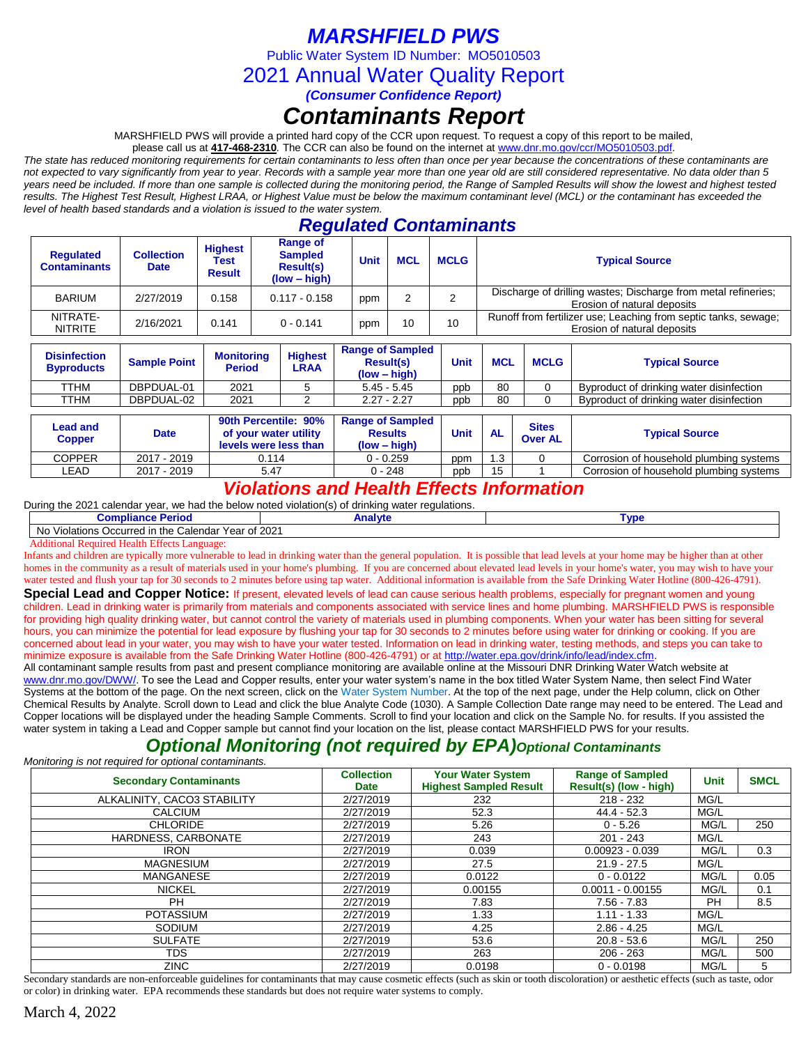# MARSHFIELD PWS

Public Water System ID Number: MO5010503

## 2021 Annual Water Quality Report

***(Consumer Confidence Report)***

# *Contaminants Report*

MARSHFIELD PWS will provide a printed hard copy of the CCR upon request. To request a copy of this report to be mailed, please call us at **417-468-2310**. The CCR can also be found on the internet at www.dnr.mo.gov/ccr/MO5010503.pdf.

*The state has reduced monitoring requirements for certain contaminants to less often than once per year because the concentrations of these contaminants are not expected to vary significantly from year to year. Records with a sample year more than one year old are still considered representative. No data older than 5 years need be included. If more than one sample is collected during the monitoring period, the Range of Sampled Results will show the lowest and highest tested results. The Highest Test Result, Highest LRAA, or Highest Value must be below the maximum contaminant level (MCL) or the contaminant has exceeded the level of health based standards and a violation is issued to the water system.*

## *Regulated Contaminants*

| Regulated Contaminants | Collection Date | Highest Test Result | Range of Sampled Result(s) (low – high) | Unit | MCL | MCLG | Typical Source |
|---|---|---|---|---|---|---|---|
| BARIUM | 2/27/2019 | 0.158 | 0.117 - 0.158 | ppm | 2 | 2 | Discharge of drilling wastes; Discharge from metal refineries; Erosion of natural deposits |
| NITRATE-NITRITE | 2/16/2021 | 0.141 | 0 - 0.141 | ppm | 10 | 10 | Runoff from fertilizer use; Leaching from septic tanks, sewage; Erosion of natural deposits |

| Disinfection Byproducts | Sample Point | Monitoring Period | Highest LRAA | Range of Sampled Result(s) (low – high) | Unit | MCL | MCLG | Typical Source |
|---|---|---|---|---|---|---|---|---|
| TTHM | DBPDUAL-01 | 2021 | 5 | 5.45 - 5.45 | ppb | 80 | 0 | Byproduct of drinking water disinfection |
| TTHM | DBPDUAL-02 | 2021 | 2 | 2.27 - 2.27 | ppb | 80 | 0 | Byproduct of drinking water disinfection |

| Lead and Copper | Date | 90th Percentile: 90% of your water utility levels were less than | Range of Sampled Results (low – high) | Unit | AL | Sites Over AL | Typical Source |
|---|---|---|---|---|---|---|---|
| COPPER | 2017 - 2019 | 0.114 | 0 - 0.259 | ppm | 1.3 | 0 | Corrosion of household plumbing systems |
| LEAD | 2017 - 2019 | 5.47 | 0 - 248 | ppb | 15 | 1 | Corrosion of household plumbing systems |

## *Violations and Health Effects Information*

During the 2021 calendar year, we had the below noted violation(s) of drinking water regulations.

| Compliance Period | Analyte | Type |
|---|---|---|
| No Violations Occurred in the Calendar Year of 2021 | | |

Additional Required Health Effects Language:

Infants and children are typically more vulnerable to lead in drinking water than the general population. It is possible that lead levels at your home may be higher than at other homes in the community as a result of materials used in your home's plumbing. If you are concerned about elevated lead levels in your home's water, you may wish to have your water tested and flush your tap for 30 seconds to 2 minutes before using tap water. Additional information is available from the Safe Drinking Water Hotline (800-426-4791).

**Special Lead and Copper Notice:** If present, elevated levels of lead can cause serious health problems, especially for pregnant women and young children. Lead in drinking water is primarily from materials and components associated with service lines and home plumbing. MARSHFIELD PWS is responsible for providing high quality drinking water, but cannot control the variety of materials used in plumbing components. When your water has been sitting for several hours, you can minimize the potential for lead exposure by flushing your tap for 30 seconds to 2 minutes before using water for drinking or cooking. If you are concerned about lead in your water, you may wish to have your water tested. Information on lead in drinking water, testing methods, and steps you can take to minimize exposure is available from the Safe Drinking Water Hotline (800-426-4791) or at http://water.epa.gov/drink/info/lead/index.cfm.

All contaminant sample results from past and present compliance monitoring are available online at the Missouri DNR Drinking Water Watch website at www.dnr.mo.gov/DWW/. To see the Lead and Copper results, enter your water system's name in the box titled Water System Name, then select Find Water Systems at the bottom of the page. On the next screen, click on the Water System Number. At the top of the next page, under the Help column, click on Other Chemical Results by Analyte. Scroll down to Lead and click the blue Analyte Code (1030). A Sample Collection Date range may need to be entered. The Lead and Copper locations will be displayed under the heading Sample Comments. Scroll to find your location and click on the Sample No. for results. If you assisted the water system in taking a Lead and Copper sample but cannot find your location on the list, please contact MARSHFIELD PWS for your results.

## *Optional Monitoring (not required by EPA)* *Optional Contaminants*

*Monitoring is not required for optional contaminants.*

| Secondary Contaminants | Collection Date | Your Water System Highest Sampled Result | Range of Sampled Result(s) (low - high) | Unit | SMCL |
|---|---|---|---|---|---|
| ALKALINITY, CACO3 STABILITY | 2/27/2019 | 232 | 218 - 232 | MG/L | |
| CALCIUM | 2/27/2019 | 52.3 | 44.4 - 52.3 | MG/L | |
| CHLORIDE | 2/27/2019 | 5.26 | 0 - 5.26 | MG/L | 250 |
| HARDNESS, CARBONATE | 2/27/2019 | 243 | 201 - 243 | MG/L | |
| IRON | 2/27/2019 | 0.039 | 0.00923 - 0.039 | MG/L | 0.3 |
| MAGNESIUM | 2/27/2019 | 27.5 | 21.9 - 27.5 | MG/L | |
| MANGANESE | 2/27/2019 | 0.0122 | 0 - 0.0122 | MG/L | 0.05 |
| NICKEL | 2/27/2019 | 0.00155 | 0.0011 - 0.00155 | MG/L | 0.1 |
| PH | 2/27/2019 | 7.83 | 7.56 - 7.83 | PH | 8.5 |
| POTASSIUM | 2/27/2019 | 1.33 | 1.11 - 1.33 | MG/L | |
| SODIUM | 2/27/2019 | 4.25 | 2.86 - 4.25 | MG/L | |
| SULFATE | 2/27/2019 | 53.6 | 20.8 - 53.6 | MG/L | 250 |
| TDS | 2/27/2019 | 263 | 206 - 263 | MG/L | 500 |
| ZINC | 2/27/2019 | 0.0198 | 0 - 0.0198 | MG/L | 5 |

Secondary standards are non-enforceable guidelines for contaminants that may cause cosmetic effects (such as skin or tooth discoloration) or aesthetic effects (such as taste, odor or color) in drinking water. EPA recommends these standards but does not require water systems to comply.

March 4, 2022